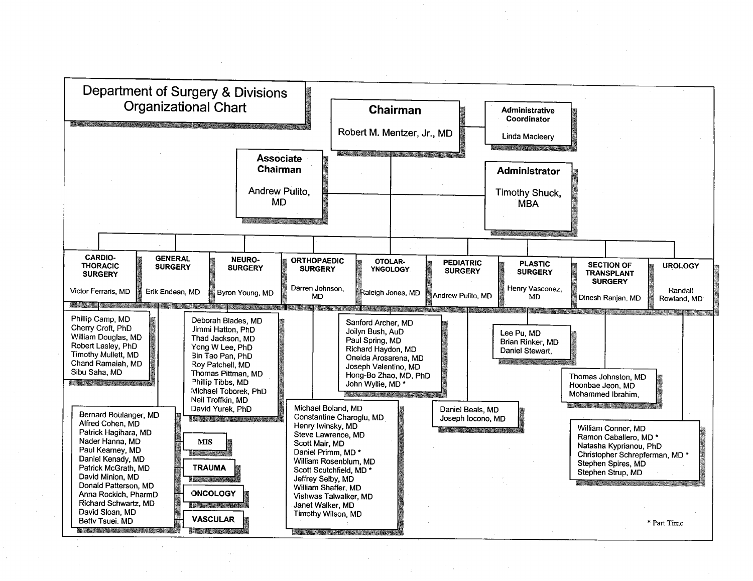# Department of Surgery & Divisions Organizational Chart

## Chairman

Robert M. Mentzer, Jr., MD

### Administrative Coordinator

Linda Macleery

### Associate Chairman

Andrew Pulito, MD

### Administrator

Timothy Shuck, MBA

---

### CARDIO-THORACIC SURGERY

Victor Ferraris, MD

- Phillip Camp, MD
- Cherry Croft, PhD
- William Douglas, MD
- Robert Lasley, PhD
- Timothy Mullett, MD
- Chand Ramaiah, MD
- Sibu Saha, MD

### GENERAL SURGERY

Erik Endean, MD

- Bernard Boulanger, MD
- Alfred Cohen, MD
- Patrick Hagihara, MD
- Nader Hanna, MD
- Paul Kearney, MD
- Daniel Kenady, MD
- Patrick McGrath, MD
- David Minion, MD
- Donald Patterson, MD
- Anna Rockich, PharmD
- Richard Schwartz, MD
- David Sloan, MD
- Betty Tsuei, MD

Sections: MIS; TRAUMA; ONCOLOGY; VASCULAR

### NEURO-SURGERY

Byron Young, MD

- Deborah Blades, MD
- Jimmi Hatton, PhD
- Thad Jackson, MD
- Yong W Lee, PhD
- Bin Tao Pan, PhD
- Roy Patchell, MD
- Thomas Pittman, MD
- Phillip Tibbs, MD
- Michael Toborek, PhD
- Neil Troffkin, MD
- David Yurek, PhD

### ORTHOPAEDIC SURGERY

Darren Johnson, MD

- Michael Boland, MD
- Constantine Charoglu, MD
- Henry Iwinsky, MD
- Steve Lawrence, MD
- Scott Mair, MD
- Daniel Primm, MD *
- William Rosenblum, MD
- Scott Scutchfield, MD *
- Jeffrey Selby, MD
- William Shaffer, MD
- Vishwas Talwalker, MD
- Janet Walker, MD
- Timothy Wilson, MD

### OTOLARYNGOLOGY

Raleigh Jones, MD

- Sanford Archer, MD
- Joilyn Bush, AuD
- Paul Spring, MD
- Richard Haydon, MD
- Oneida Arosarena, MD
- Joseph Valentino, MD
- Hong-Bo Zhao, MD, PhD
- John Wyllie, MD *

### PEDIATRIC SURGERY

Andrew Pulito, MD

- Daniel Beals, MD
- Joseph Iocono, MD

### PLASTIC SURGERY

Henry Vasconez, MD

- Lee Pu, MD
- Brian Rinker, MD
- Daniel Stewart,

### SECTION OF TRANSPLANT SURGERY

Dinesh Ranjan, MD

- Thomas Johnston, MD
- Hoonbae Jeon, MD
- Mohammed Ibrahim,

### UROLOGY

Randall Rowland, MD

- William Conner, MD
- Ramon Caballero, MD *
- Natasha Kyprianou, PhD
- Christopher Schrepferman, MD *
- Stephen Spires, MD
- Stephen Strup, MD

\* Part Time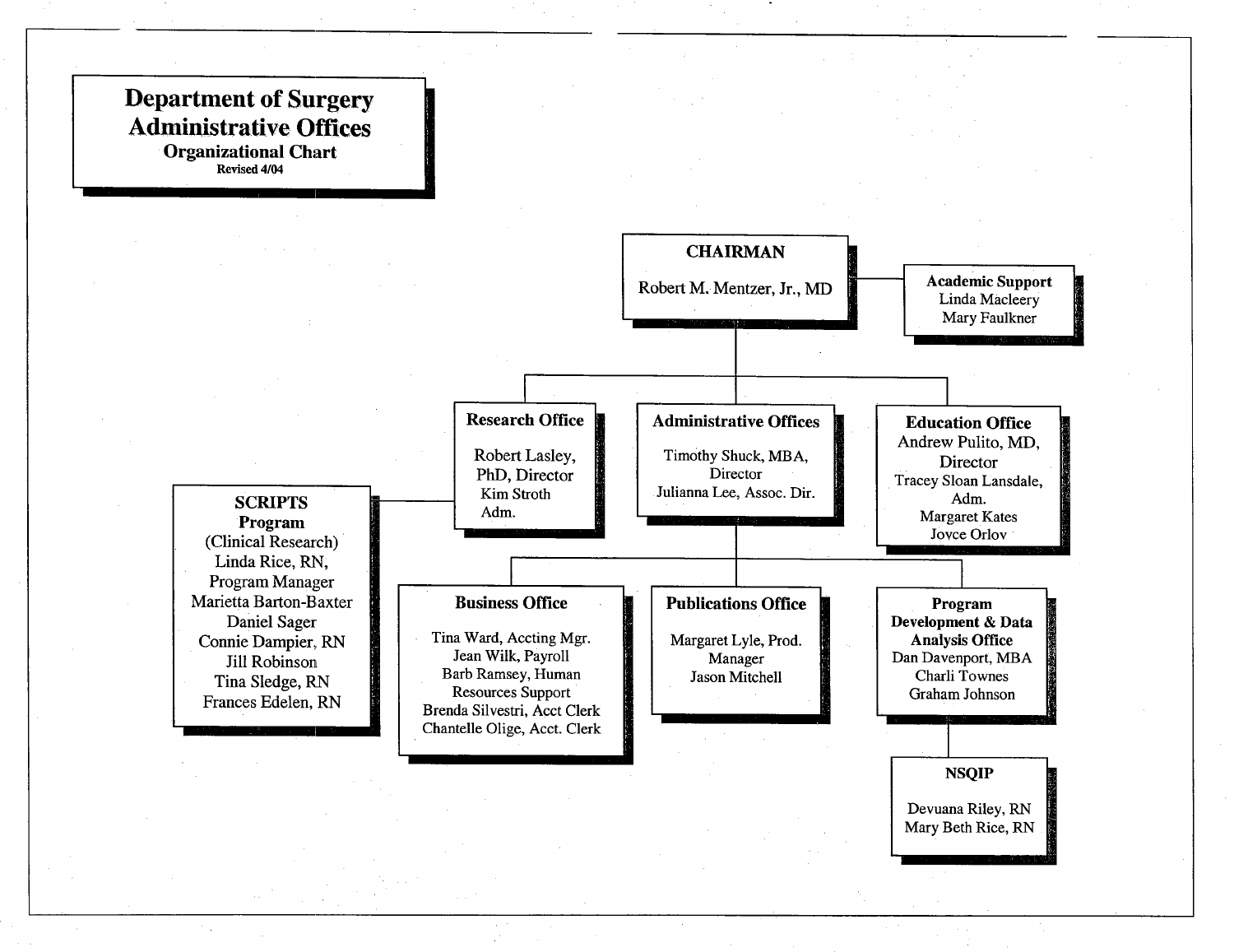# Department of Surgery Administrative Offices

**Organizational Chart**

Revised 4/04

**CHAIRMAN**

Robert M. Mentzer, Jr., MD

**Academic Support**
Linda Macleery
Mary Faulkner

**Research Office**
Robert Lasley, PhD, Director
Kim Stroth
Adm.

**SCRIPTS Program**
(Clinical Research)
Linda Rice, RN, Program Manager
Marietta Barton-Baxter
Daniel Sager
Connie Dampier, RN
Jill Robinson
Tina Sledge, RN
Frances Edelen, RN

**Administrative Offices**
Timothy Shuck, MBA, Director
Julianna Lee, Assoc. Dir.

**Education Office**
Andrew Pulito, MD, Director
Tracey Sloan Lansdale, Adm.
Margaret Kates
Joyce Orlov

**Business Office**
Tina Ward, Accting Mgr.
Jean Wilk, Payroll
Barb Ramsey, Human Resources Support
Brenda Silvestri, Acct Clerk
Chantelle Olige, Acct. Clerk

**Publications Office**
Margaret Lyle, Prod. Manager
Jason Mitchell

**Program Development & Data Analysis Office**
Dan Davenport, MBA
Charli Townes
Graham Johnson

**NSQIP**
Devuana Riley, RN
Mary Beth Rice, RN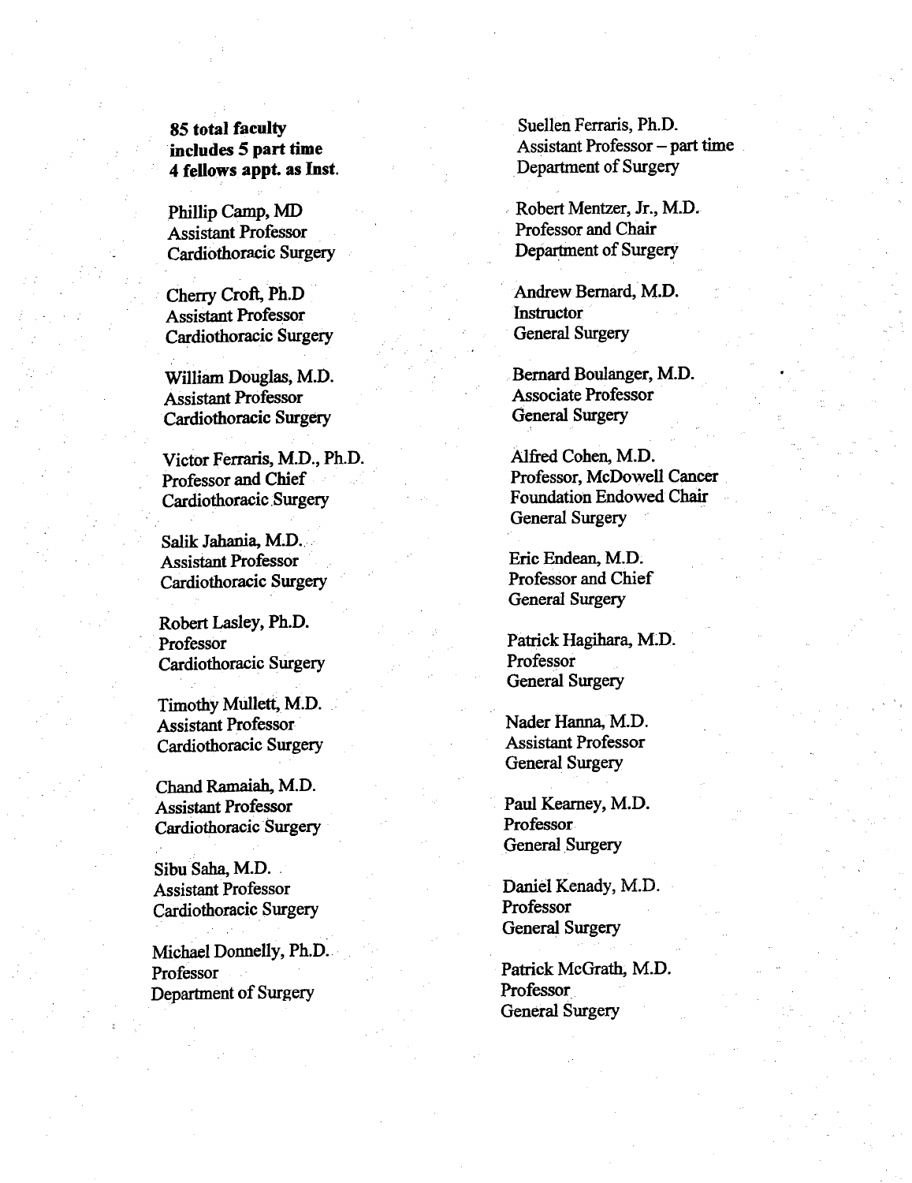**85 total faculty**
**includes 5 part time**
**4 fellows appt. as Inst.**

Phillip Camp, MD
Assistant Professor
Cardiothoracic Surgery

Cherry Croft, Ph.D
Assistant Professor
Cardiothoracic Surgery

William Douglas, M.D.
Assistant Professor
Cardiothoracic Surgery

Victor Ferraris, M.D., Ph.D.
Professor and Chief
Cardiothoracic Surgery

Salik Jahania, M.D.
Assistant Professor
Cardiothoracic Surgery

Robert Lasley, Ph.D.
Professor
Cardiothoracic Surgery

Timothy Mullett, M.D.
Assistant Professor
Cardiothoracic Surgery

Chand Ramaiah, M.D.
Assistant Professor
Cardiothoracic Surgery

Sibu Saha, M.D.
Assistant Professor
Cardiothoracic Surgery

Michael Donnelly, Ph.D.
Professor
Department of Surgery

Suellen Ferraris, Ph.D.
Assistant Professor – part time
Department of Surgery

Robert Mentzer, Jr., M.D.
Professor and Chair
Department of Surgery

Andrew Bernard, M.D.
Instructor
General Surgery

Bernard Boulanger, M.D.
Associate Professor
General Surgery

Alfred Cohen, M.D.
Professor, McDowell Cancer Foundation Endowed Chair
General Surgery

Eric Endean, M.D.
Professor and Chief
General Surgery

Patrick Hagihara, M.D.
Professor
General Surgery

Nader Hanna, M.D.
Assistant Professor
General Surgery

Paul Kearney, M.D.
Professor
General Surgery

Daniel Kenady, M.D.
Professor
General Surgery

Patrick McGrath, M.D.
Professor
General Surgery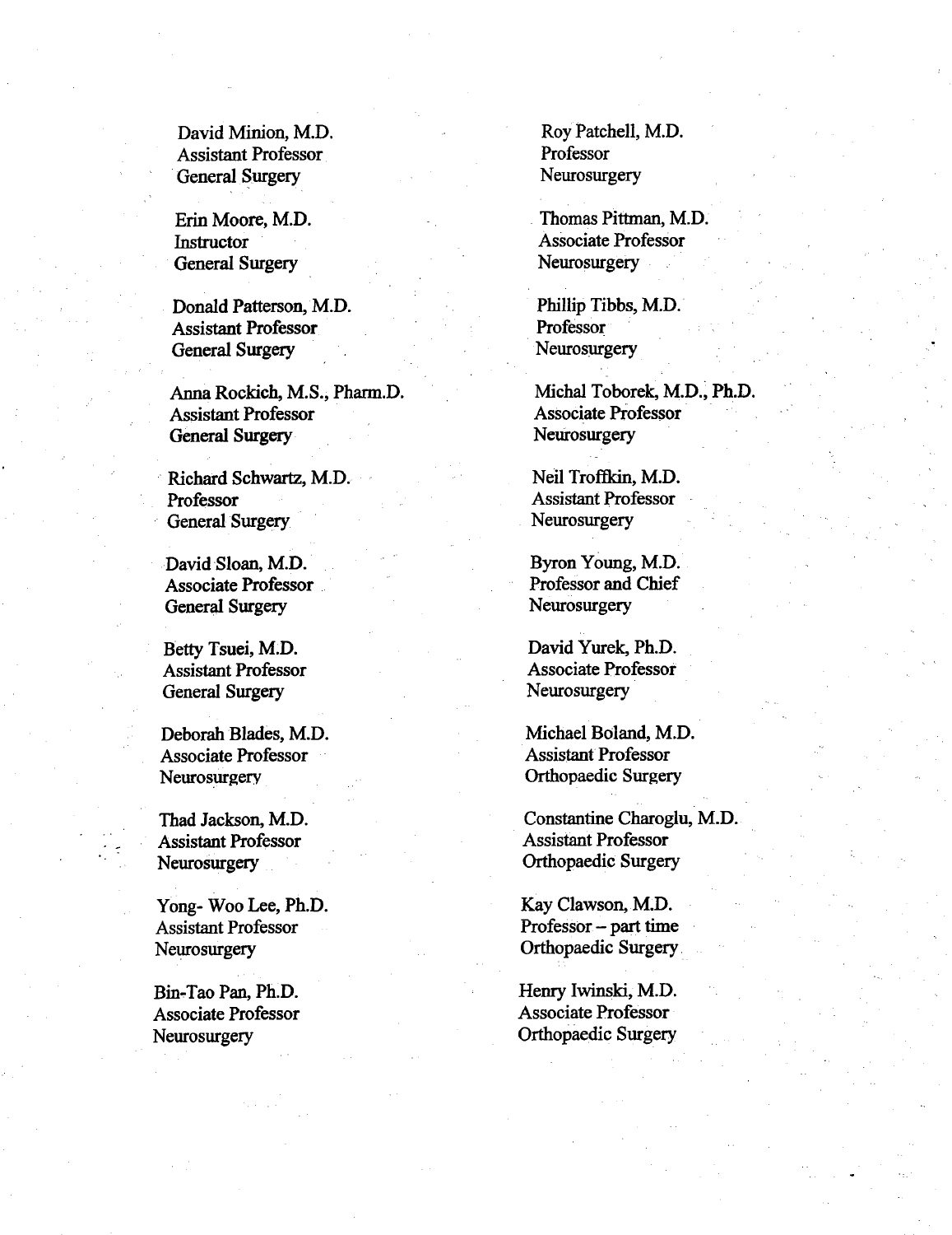David Minion, M.D.
Assistant Professor
General Surgery

Erin Moore, M.D.
Instructor
General Surgery

Donald Patterson, M.D.
Assistant Professor
General Surgery

Anna Rockich, M.S., Pharm.D.
Assistant Professor
General Surgery

Richard Schwartz, M.D.
Professor
General Surgery

David Sloan, M.D.
Associate Professor
General Surgery

Betty Tsuei, M.D.
Assistant Professor
General Surgery

Deborah Blades, M.D.
Associate Professor
Neurosurgery

Thad Jackson, M.D.
Assistant Professor
Neurosurgery

Yong- Woo Lee, Ph.D.
Assistant Professor
Neurosurgery

Bin-Tao Pan, Ph.D.
Associate Professor
Neurosurgery

Roy Patchell, M.D.
Professor
Neurosurgery

Thomas Pittman, M.D.
Associate Professor
Neurosurgery

Phillip Tibbs, M.D.
Professor
Neurosurgery

Michal Toborek, M.D., Ph.D.
Associate Professor
Neurosurgery

Neil Troffkin, M.D.
Assistant Professor
Neurosurgery

Byron Young, M.D.
Professor and Chief
Neurosurgery

David Yurek, Ph.D.
Associate Professor
Neurosurgery

Michael Boland, M.D.
Assistant Professor
Orthopaedic Surgery

Constantine Charoglu, M.D.
Assistant Professor
Orthopaedic Surgery

Kay Clawson, M.D.
Professor – part time
Orthopaedic Surgery

Henry Iwinski, M.D.
Associate Professor
Orthopaedic Surgery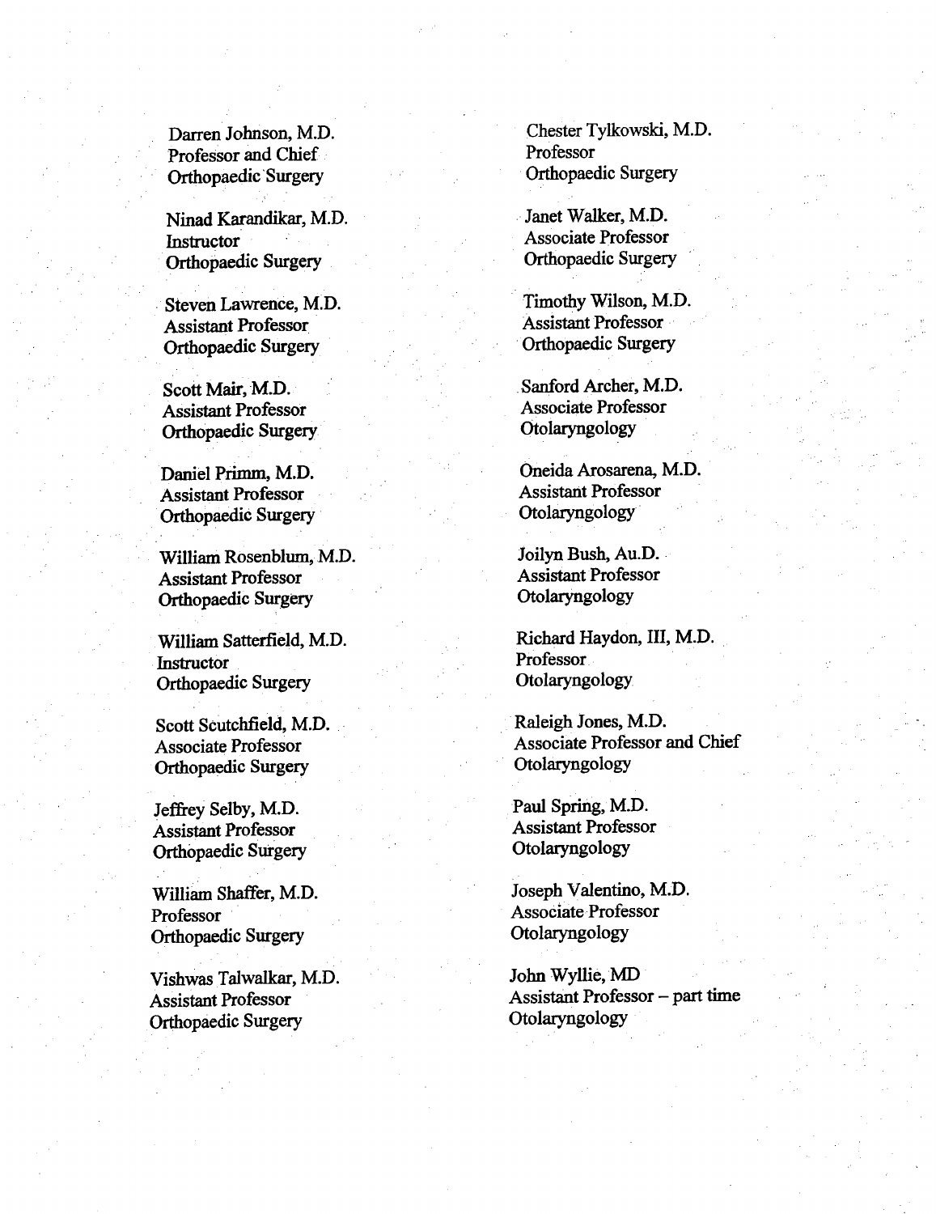Darren Johnson, M.D.
Professor and Chief
Orthopaedic Surgery

Ninad Karandikar, M.D.
Instructor
Orthopaedic Surgery

Steven Lawrence, M.D.
Assistant Professor
Orthopaedic Surgery

Scott Mair, M.D.
Assistant Professor
Orthopaedic Surgery

Daniel Primm, M.D.
Assistant Professor
Orthopaedic Surgery

William Rosenblum, M.D.
Assistant Professor
Orthopaedic Surgery

William Satterfield, M.D.
Instructor
Orthopaedic Surgery

Scott Scutchfield, M.D.
Associate Professor
Orthopaedic Surgery

Jeffrey Selby, M.D.
Assistant Professor
Orthopaedic Surgery

William Shaffer, M.D.
Professor
Orthopaedic Surgery

Vishwas Talwalkar, M.D.
Assistant Professor
Orthopaedic Surgery

Chester Tylkowski, M.D.
Professor
Orthopaedic Surgery

Janet Walker, M.D.
Associate Professor
Orthopaedic Surgery

Timothy Wilson, M.D.
Assistant Professor
Orthopaedic Surgery

Sanford Archer, M.D.
Associate Professor
Otolaryngology

Oneida Arosarena, M.D.
Assistant Professor
Otolaryngology

Joilyn Bush, Au.D.
Assistant Professor
Otolaryngology

Richard Haydon, III, M.D.
Professor
Otolaryngology

Raleigh Jones, M.D.
Associate Professor and Chief
Otolaryngology

Paul Spring, M.D.
Assistant Professor
Otolaryngology

Joseph Valentino, M.D.
Associate Professor
Otolaryngology

John Wyllie, MD
Assistant Professor – part time
Otolaryngology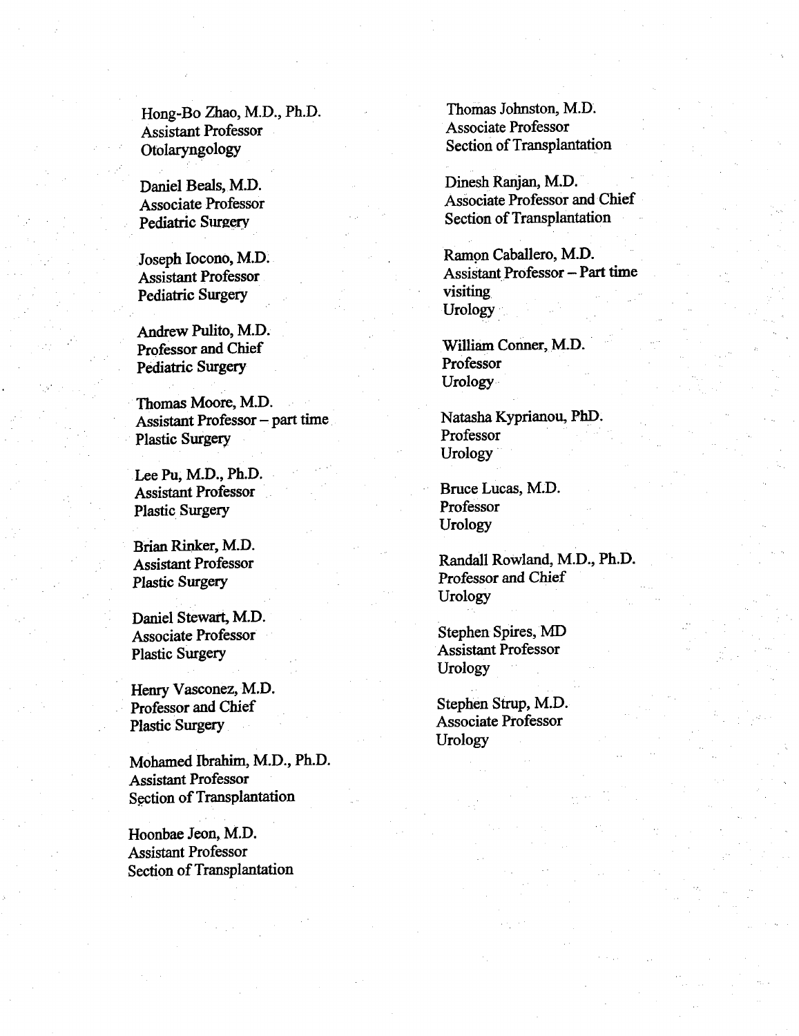Hong-Bo Zhao, M.D., Ph.D.
Assistant Professor
Otolaryngology

Daniel Beals, M.D.
Associate Professor
Pediatric Surgery

Joseph Iocono, M.D.
Assistant Professor
Pediatric Surgery

Andrew Pulito, M.D.
Professor and Chief
Pediatric Surgery

Thomas Moore, M.D.
Assistant Professor – part time
Plastic Surgery

Lee Pu, M.D., Ph.D.
Assistant Professor
Plastic Surgery

Brian Rinker, M.D.
Assistant Professor
Plastic Surgery

Daniel Stewart, M.D.
Associate Professor
Plastic Surgery

Henry Vasconez, M.D.
Professor and Chief
Plastic Surgery

Mohamed Ibrahim, M.D., Ph.D.
Assistant Professor
Section of Transplantation

Hoonbae Jeon, M.D.
Assistant Professor
Section of Transplantation

Thomas Johnston, M.D.
Associate Professor
Section of Transplantation

Dinesh Ranjan, M.D.
Associate Professor and Chief
Section of Transplantation

Ramon Caballero, M.D.
Assistant Professor – Part time visiting
Urology

William Conner, M.D.
Professor
Urology

Natasha Kyprianou, PhD.
Professor
Urology

Bruce Lucas, M.D.
Professor
Urology

Randall Rowland, M.D., Ph.D.
Professor and Chief
Urology

Stephen Spires, MD
Assistant Professor
Urology

Stephen Strup, M.D.
Associate Professor
Urology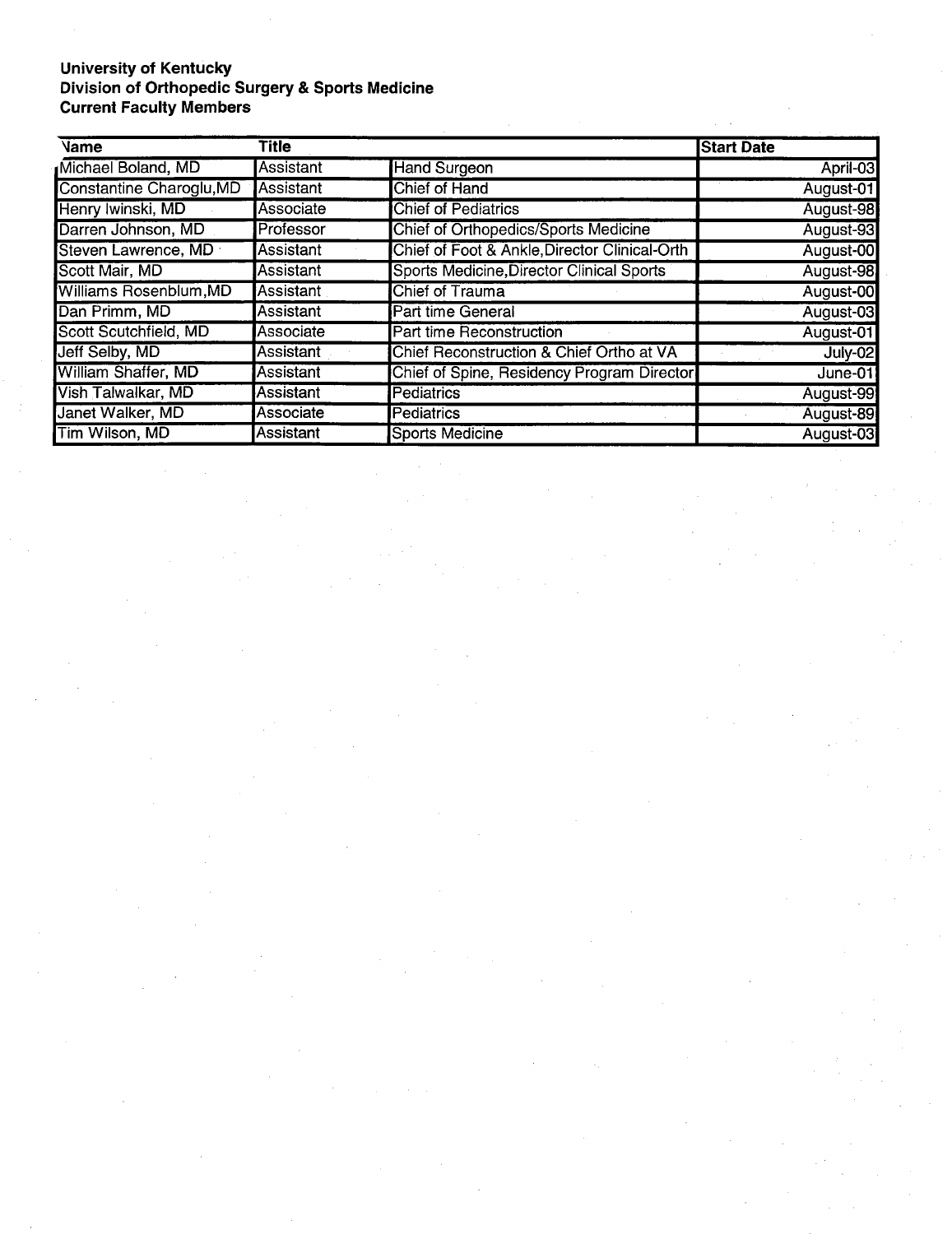**University of Kentucky**
**Division of Orthopedic Surgery & Sports Medicine**
**Current Faculty Members**

| Name | Title | | Start Date |
|---|---|---|---|
| Michael Boland, MD | Assistant | Hand Surgeon | April-03 |
| Constantine Charoglu,MD | Assistant | Chief of Hand | August-01 |
| Henry Iwinski, MD | Associate | Chief of Pediatrics | August-98 |
| Darren Johnson, MD | Professor | Chief of Orthopedics/Sports Medicine | August-93 |
| Steven Lawrence, MD | Assistant | Chief of Foot & Ankle,Director Clinical-Orth | August-00 |
| Scott Mair, MD | Assistant | Sports Medicine,Director Clinical Sports | August-98 |
| Williams Rosenblum,MD | Assistant | Chief of Trauma | August-00 |
| Dan Primm, MD | Assistant | Part time General | August-03 |
| Scott Scutchfield, MD | Associate | Part time Reconstruction | August-01 |
| Jeff Selby, MD | Assistant | Chief Reconstruction & Chief Ortho at VA | July-02 |
| William Shaffer, MD | Assistant | Chief of Spine, Residency Program Director | June-01 |
| Vish Talwalkar, MD | Assistant | Pediatrics | August-99 |
| Janet Walker, MD | Associate | Pediatrics | August-89 |
| Tim Wilson, MD | Assistant | Sports Medicine | August-03 |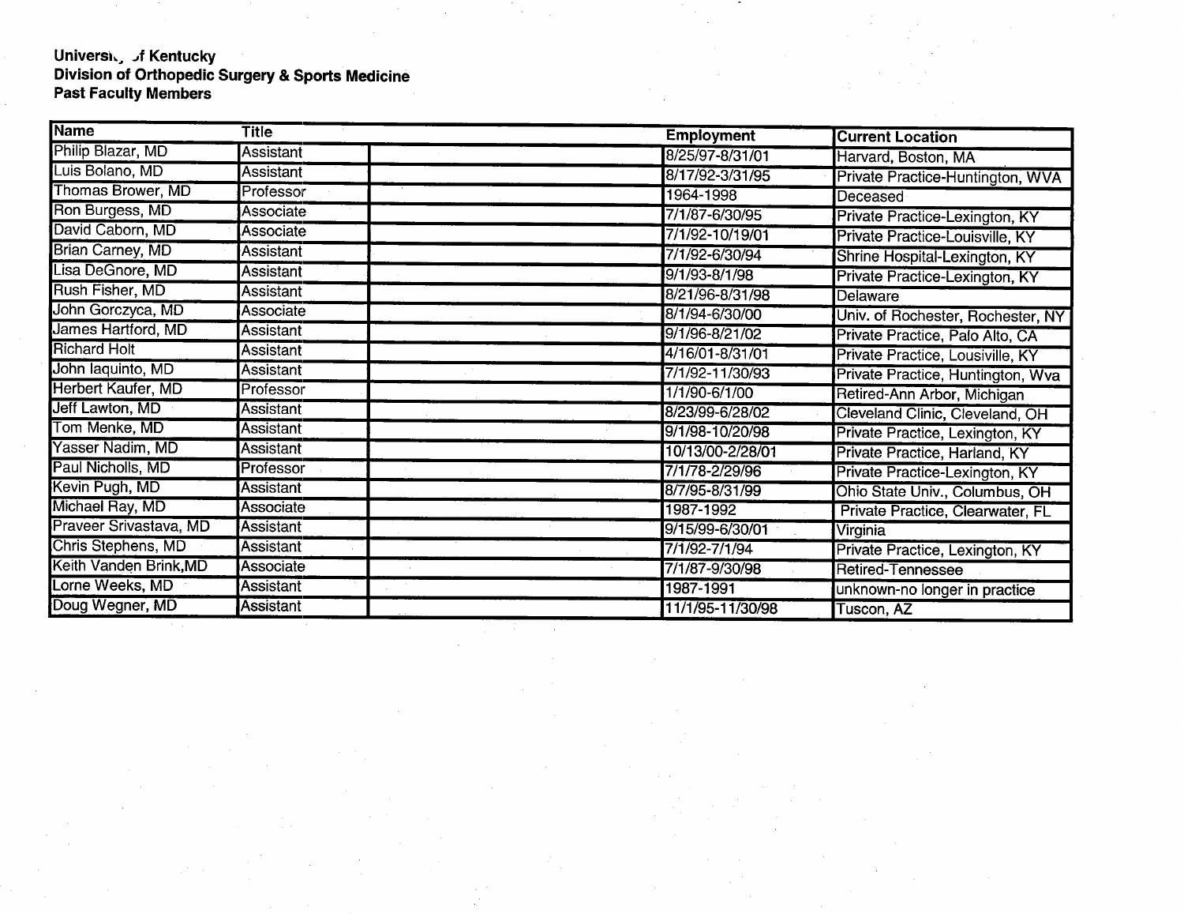**Universi.. of Kentucky**
**Division of Orthopedic Surgery & Sports Medicine**
**Past Faculty Members**

| Name | Title | | Employment | Current Location |
|---|---|---|---|---|
| Philip Blazar, MD | Assistant | | 8/25/97-8/31/01 | Harvard, Boston, MA |
| Luis Bolano, MD | Assistant | | 8/17/92-3/31/95 | Private Practice-Huntington, WVA |
| Thomas Brower, MD | Professor | | 1964-1998 | Deceased |
| Ron Burgess, MD | Associate | | 7/1/87-6/30/95 | Private Practice-Lexington, KY |
| David Caborn, MD | Associate | | 7/1/92-10/19/01 | Private Practice-Louisville, KY |
| Brian Carney, MD | Assistant | | 7/1/92-6/30/94 | Shrine Hospital-Lexington, KY |
| Lisa DeGnore, MD | Assistant | | 9/1/93-8/1/98 | Private Practice-Lexington, KY |
| Rush Fisher, MD | Assistant | | 8/21/96-8/31/98 | Delaware |
| John Gorczyca, MD | Associate | | 8/1/94-6/30/00 | Univ. of Rochester, Rochester, NY |
| James Hartford, MD | Assistant | | 9/1/96-8/21/02 | Private Practice, Palo Alto, CA |
| Richard Holt | Assistant | | 4/16/01-8/31/01 | Private Practice, Lousiville, KY |
| John Iaquinto, MD | Assistant | | 7/1/92-11/30/93 | Private Practice, Huntington, Wva |
| Herbert Kaufer, MD | Professor | | 1/1/90-6/1/00 | Retired-Ann Arbor, Michigan |
| Jeff Lawton, MD | Assistant | | 8/23/99-6/28/02 | Cleveland Clinic, Cleveland, OH |
| Tom Menke, MD | Assistant | | 9/1/98-10/20/98 | Private Practice, Lexington, KY |
| Yasser Nadim, MD | Assistant | | 10/13/00-2/28/01 | Private Practice, Harland, KY |
| Paul Nicholls, MD | Professor | | 7/1/78-2/29/96 | Private Practice-Lexington, KY |
| Kevin Pugh, MD | Assistant | | 8/7/95-8/31/99 | Ohio State Univ., Columbus, OH |
| Michael Ray, MD | Associate | | 1987-1992 | Private Practice, Clearwater, FL |
| Praveer Srivastava, MD | Assistant | | 9/15/99-6/30/01 | Virginia |
| Chris Stephens, MD | Assistant | | 7/1/92-7/1/94 | Private Practice, Lexington, KY |
| Keith Vanden Brink,MD | Associate | | 7/1/87-9/30/98 | Retired-Tennessee |
| Lorne Weeks, MD | Assistant | | 1987-1991 | unknown-no longer in practice |
| Doug Wegner, MD | Assistant | | 11/1/95-11/30/98 | Tuscon, AZ |